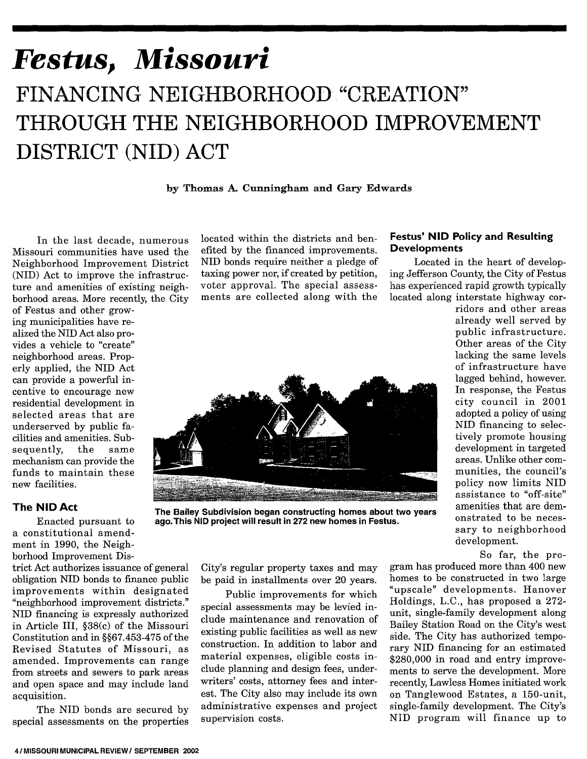# *Festus, Missouri*

# FINANCING NEIGHBORHOOD "CREATION" THROUGH THE NEIGHBORHOOD IMPROVEMENT DISTRICT (NID) ACT

**by Thomas A. Cunningham and Gary Edwards**

In the last decade, numerous Missouri communities have used the Neighborhood Improvement District (NID) Act to improve the infrastructure and amenities of existing neighborhood areas. More recently, the City of Festus and other growing municipalities have realized the NID Act also provides a vehicle to "create" neighborhood areas. Properly applied, the NID Act can provide a powerful incentive to encourage new residential development in selected areas that are underserved by public facilities and amenities. Subsequently, the same mechanism can provide the funds to maintain these new facilities.

## The NID Act

Enacted pursuant to a constitutional amendment in 1990, the Neighborhood Improvement District Act authorizes issuance of general obligation NID bonds to finance public improvements within designated "neighborhood improvement districts." NID financing is expressly authorized in Article III, §38(c) of the Missouri Constitution and in §§67.453-475 of the Revised Statutes of Missouri, as amended. Improvements can range from streets and sewers to park areas and open space and may include land acquisition.

The NID bonds are secured by special assessments on the properties located within the districts and benefited by the financed improvements. NID bonds require neither a pledge of taxing power nor, if created by petition, voter approval. The special assessments are collected along with the City's regular property taxes and may be paid in installments over 20 years.

Public improvements for which special assessments may be levied include maintenance and renovation of existing public facilities as well as new construction. In addition to labor and material expenses, eligible costs include planning and design fees, underwriters' costs, attorney fees and interest. The City also may include its own administrative expenses and project supervision costs.

The Bailey Subdivision began constructing homes about two years ago. This NID project will result in 272 new homes in Festus.

## Festus' NID Policy and Resulting Developments

Located in the heart of developing Jefferson County, the City of Festus has experienced rapid growth typically located along interstate highway corridors and other areas already well served by public infrastructure. Other areas of the City lacking the same levels of infrastructure have lagged behind, however. In response, the Festus city council in 2001 adopted a policy of using NID financing to selectively promote housing development in targeted areas. Unlike other communities, the council's policy now limits NID assistance to "off-site" amenities that are demonstrated to be necessary to neighborhood development.

So far, the program has produced more than 400 new homes to be constructed in two large "upscale" developments. Hanover Holdings, L.C., has proposed a 272-unit, single-family development along Bailey Station Road on the City's west side. The City has authorized temporary NID financing for an estimated $280,000 in road and entry improvements to serve the development. More recently, Lawless Homes initiated work on Tanglewood Estates, a 150-unit, single-family development. The City's NID program will finance up to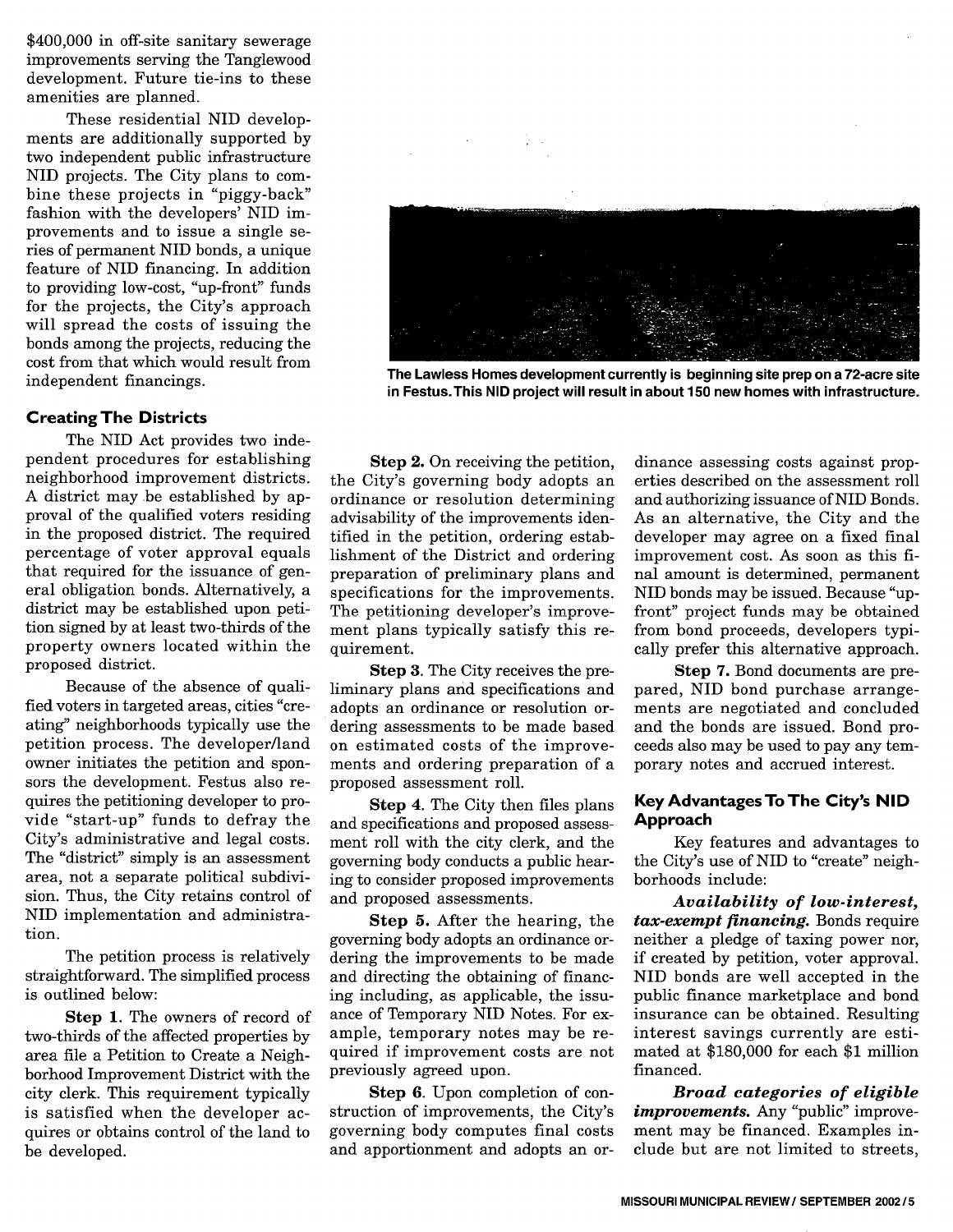$400,000 in off-site sanitary sewerage improvements serving the Tanglewood development. Future tie-ins to these amenities are planned.

These residential NID developments are additionally supported by two independent public infrastructure NID projects. The City plans to combine these projects in "piggy-back" fashion with the developers' NID improvements and to issue a single series of permanent NID bonds, a unique feature of NID financing. In addition to providing low-cost, "up-front" funds for the projects, the City's approach will spread the costs of issuing the bonds among the projects, reducing the cost from that which would result from independent financings.

**The Lawless Homes development currently is beginning site prep on a 72-acre site in Festus. This NID project will result in about 150 new homes with infrastructure.**

### Creating The Districts

The NID Act provides two independent procedures for establishing neighborhood improvement districts. A district may be established by approval of the qualified voters residing in the proposed district. The required percentage of voter approval equals that required for the issuance of general obligation bonds. Alternatively, a district may be established upon petition signed by at least two-thirds of the property owners located within the proposed district.

Because of the absence of qualified voters in targeted areas, cities "creating" neighborhoods typically use the petition process. The developer/land owner initiates the petition and sponsors the development. Festus also requires the petitioning developer to provide "start-up" funds to defray the City's administrative and legal costs. The "district" simply is an assessment area, not a separate political subdivision. Thus, the City retains control of NID implementation and administration.

The petition process is relatively straightforward. The simplified process is outlined below:

**Step 1.** The owners of record of two-thirds of the affected properties by area file a Petition to Create a Neighborhood Improvement District with the city clerk. This requirement typically is satisfied when the developer acquires or obtains control of the land to be developed.

**Step 2.** On receiving the petition, the City's governing body adopts an ordinance or resolution determining advisability of the improvements identified in the petition, ordering establishment of the District and ordering preparation of preliminary plans and specifications for the improvements. The petitioning developer's improvement plans typically satisfy this requirement.

**Step 3.** The City receives the preliminary plans and specifications and adopts an ordinance or resolution ordering assessments to be made based on estimated costs of the improvements and ordering preparation of a proposed assessment roll.

**Step 4.** The City then files plans and specifications and proposed assessment roll with the city clerk, and the governing body conducts a public hearing to consider proposed improvements and proposed assessments.

**Step 5.** After the hearing, the governing body adopts an ordinance ordering the improvements to be made and directing the obtaining of financing including, as applicable, the issuance of Temporary NID Notes. For example, temporary notes may be required if improvement costs are not previously agreed upon.

**Step 6.** Upon completion of construction of improvements, the City's governing body computes final costs and apportionment and adopts an ordinance assessing costs against properties described on the assessment roll and authorizing issuance of NID Bonds. As an alternative, the City and the developer may agree on a fixed final improvement cost. As soon as this final amount is determined, permanent NID bonds may be issued. Because "up-front" project funds may be obtained from bond proceeds, developers typically prefer this alternative approach.

**Step 7.** Bond documents are prepared, NID bond purchase arrangements are negotiated and concluded and the bonds are issued. Bond proceeds also may be used to pay any temporary notes and accrued interest.

### Key Advantages To The City's NID Approach

Key features and advantages to the City's use of NID to "create" neighborhoods include:

***Availability of low-interest, tax-exempt financing.*** Bonds require neither a pledge of taxing power nor, if created by petition, voter approval. NID bonds are well accepted in the public finance marketplace and bond insurance can be obtained. Resulting interest savings currently are estimated at $180,000 for each $1 million financed.

***Broad categories of eligible improvements.*** Any "public" improvement may be financed. Examples include but are not limited to streets,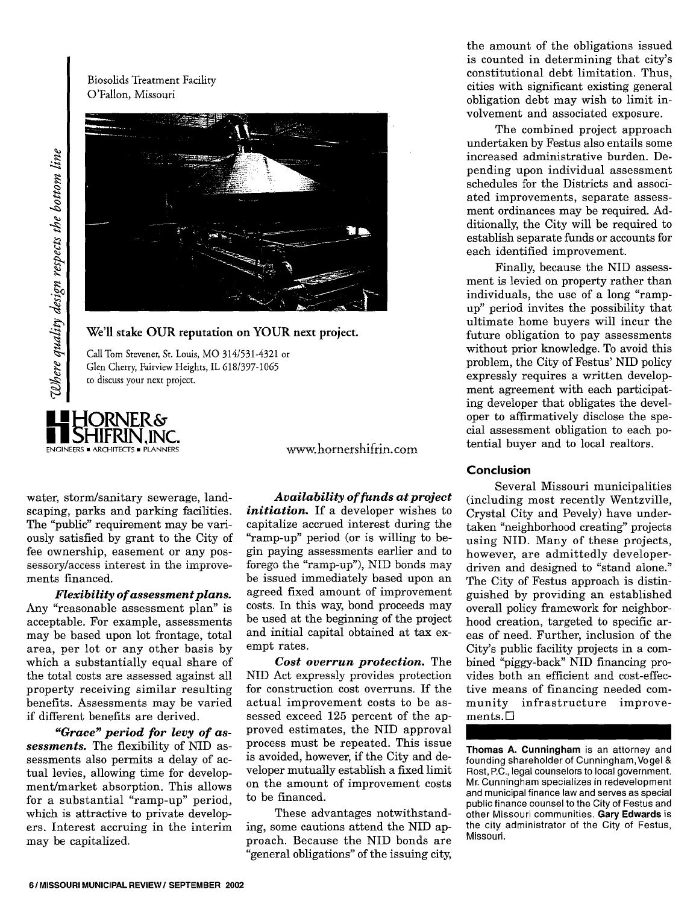Biosolids Treatment Facility
O'Fallon, Missouri

We'll stake OUR reputation on YOUR next project.

Call Tom Stevener, St. Louis, MO 314/531-4321 or
Glen Cherry, Fairview Heights, IL 618/397-1065
to discuss your next project.

*Where quality design respects the bottom line*

HORNER & SHIFRIN, INC.
ENGINEERS ■ ARCHITECTS ■ PLANNERS

www.hornershifrin.com

water, storm/sanitary sewerage, landscaping, parks and parking facilities. The "public" requirement may be variously satisfied by grant to the City of fee ownership, easement or any possessory/access interest in the improvements financed.

***Flexibility of assessment plans.*** Any "reasonable assessment plan" is acceptable. For example, assessments may be based upon lot frontage, total area, per lot or any other basis by which a substantially equal share of the total costs are assessed against all property receiving similar resulting benefits. Assessments may be varied if different benefits are derived.

***"Grace" period for levy of assessments.*** The flexibility of NID assessments also permits a delay of actual levies, allowing time for development/market absorption. This allows for a substantial "ramp-up" period, which is attractive to private developers. Interest accruing in the interim may be capitalized.

***Availability of funds at project initiation.*** If a developer wishes to capitalize accrued interest during the "ramp-up" period (or is willing to begin paying assessments earlier and to forego the "ramp-up"), NID bonds may be issued immediately based upon an agreed fixed amount of improvement costs. In this way, bond proceeds may be used at the beginning of the project and initial capital obtained at tax exempt rates.

***Cost overrun protection.*** The NID Act expressly provides protection for construction cost overruns. If the actual improvement costs to be assessed exceed 125 percent of the approved estimates, the NID approval process must be repeated. This issue is avoided, however, if the City and developer mutually establish a fixed limit on the amount of improvement costs to be financed.

These advantages notwithstanding, some cautions attend the NID approach. Because the NID bonds are "general obligations" of the issuing city, the amount of the obligations issued is counted in determining that city's constitutional debt limitation. Thus, cities with significant existing general obligation debt may wish to limit involvement and associated exposure.

The combined project approach undertaken by Festus also entails some increased administrative burden. Depending upon individual assessment schedules for the Districts and associated improvements, separate assessment ordinances may be required. Additionally, the City will be required to establish separate funds or accounts for each identified improvement.

Finally, because the NID assessment is levied on property rather than individuals, the use of a long "ramp-up" period invites the possibility that ultimate home buyers will incur the future obligation to pay assessments without prior knowledge. To avoid this problem, the City of Festus' NID policy expressly requires a written development agreement with each participating developer that obligates the developer to affirmatively disclose the special assessment obligation to each potential buyer and to local realtors.

## Conclusion

Several Missouri municipalities (including most recently Wentzville, Crystal City and Pevely) have undertaken "neighborhood creating" projects using NID. Many of these projects, however, are admittedly developer-driven and designed to "stand alone." The City of Festus approach is distinguished by providing an established overall policy framework for neighborhood creation, targeted to specific areas of need. Further, inclusion of the City's public facility projects in a combined "piggy-back" NID financing provides both an efficient and cost-effective means of financing needed community infrastructure improvements. □

**Thomas A. Cunningham** is an attorney and founding shareholder of Cunningham, Vogel & Rost, P.C., legal counselors to local government. Mr. Cunningham specializes in redevelopment and municipal finance law and serves as special public finance counsel to the City of Festus and other Missouri communities. **Gary Edwards** is the city administrator of the City of Festus, Missouri.